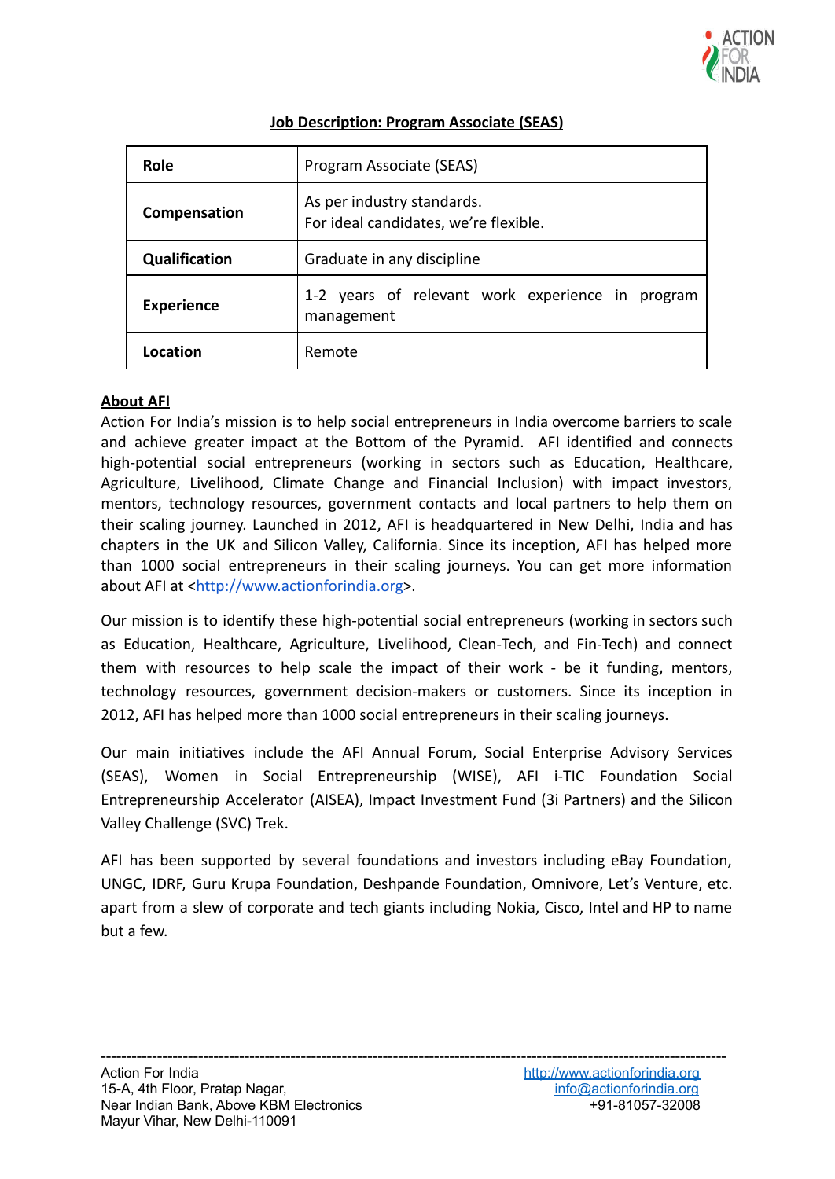## Job Description: Program Associate (SEAS)

| Role | Program Associate (SEAS) |
|---|---|
| Compensation | As per industry standards.<br>For ideal candidates, we're flexible. |
| Qualification | Graduate in any discipline |
| Experience | 1-2 years of relevant work experience in program management |
| Location | Remote |

### About AFI

Action For India's mission is to help social entrepreneurs in India overcome barriers to scale and achieve greater impact at the Bottom of the Pyramid. AFI identified and connects high-potential social entrepreneurs (working in sectors such as Education, Healthcare, Agriculture, Livelihood, Climate Change and Financial Inclusion) with impact investors, mentors, technology resources, government contacts and local partners to help them on their scaling journey. Launched in 2012, AFI is headquartered in New Delhi, India and has chapters in the UK and Silicon Valley, California. Since its inception, AFI has helped more than 1000 social entrepreneurs in their scaling journeys. You can get more information about AFI at <http://www.actionforindia.org>.

Our mission is to identify these high-potential social entrepreneurs (working in sectors such as Education, Healthcare, Agriculture, Livelihood, Clean-Tech, and Fin-Tech) and connect them with resources to help scale the impact of their work - be it funding, mentors, technology resources, government decision-makers or customers. Since its inception in 2012, AFI has helped more than 1000 social entrepreneurs in their scaling journeys.

Our main initiatives include the AFI Annual Forum, Social Enterprise Advisory Services (SEAS), Women in Social Entrepreneurship (WISE), AFI i-TIC Foundation Social Entrepreneurship Accelerator (AISEA), Impact Investment Fund (3i Partners) and the Silicon Valley Challenge (SVC) Trek.

AFI has been supported by several foundations and investors including eBay Foundation, UNGC, IDRF, Guru Krupa Foundation, Deshpande Foundation, Omnivore, Let's Venture, etc. apart from a slew of corporate and tech giants including Nokia, Cisco, Intel and HP to name but a few.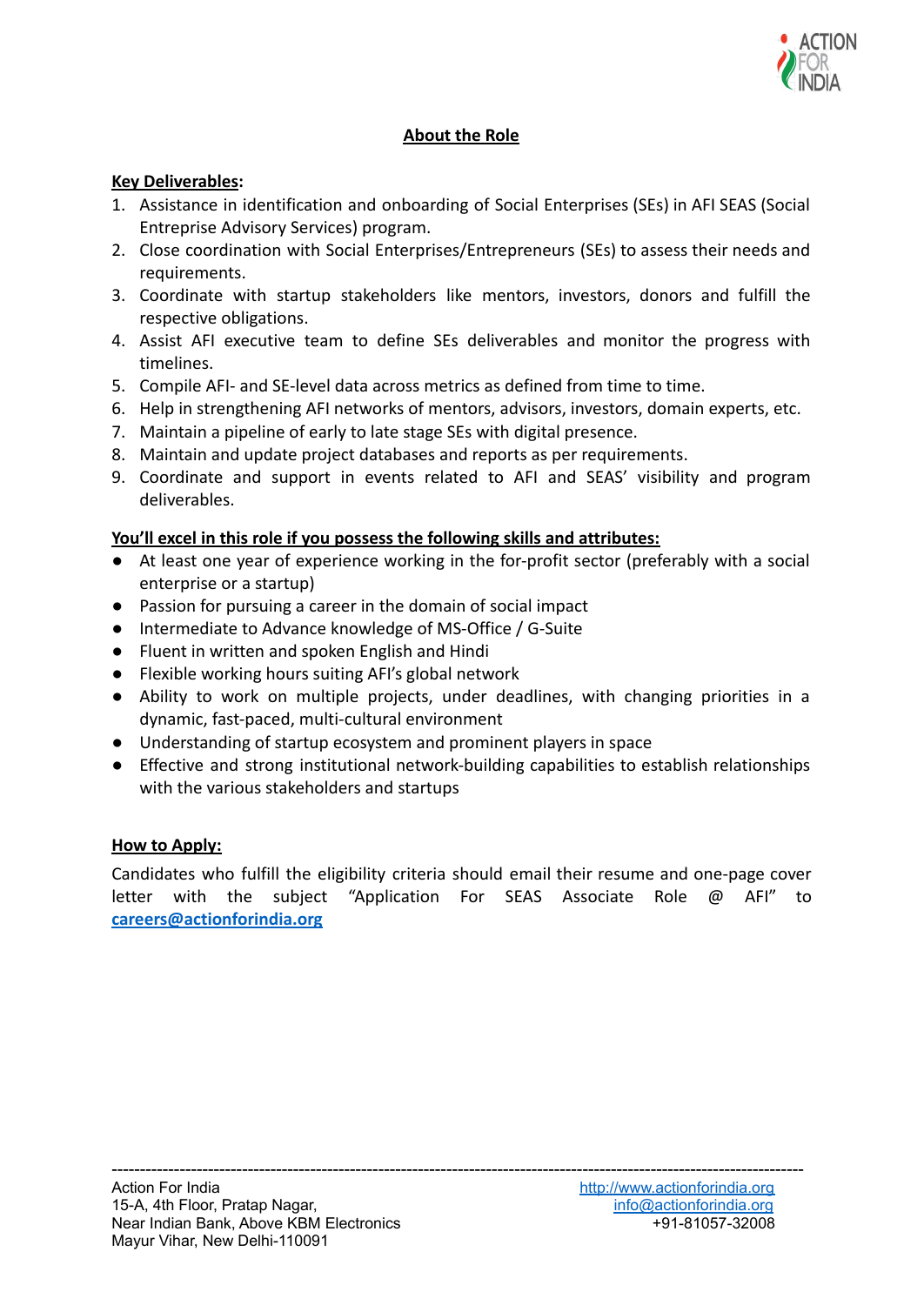## About the Role

**Key Deliverables:**

1. Assistance in identification and onboarding of Social Enterprises (SEs) in AFI SEAS (Social Entreprise Advisory Services) program.
2. Close coordination with Social Enterprises/Entrepreneurs (SEs) to assess their needs and requirements.
3. Coordinate with startup stakeholders like mentors, investors, donors and fulfill the respective obligations.
4. Assist AFI executive team to define SEs deliverables and monitor the progress with timelines.
5. Compile AFI- and SE-level data across metrics as defined from time to time.
6. Help in strengthening AFI networks of mentors, advisors, investors, domain experts, etc.
7. Maintain a pipeline of early to late stage SEs with digital presence.
8. Maintain and update project databases and reports as per requirements.
9. Coordinate and support in events related to AFI and SEAS' visibility and program deliverables.

**You'll excel in this role if you possess the following skills and attributes:**

- At least one year of experience working in the for-profit sector (preferably with a social enterprise or a startup)
- Passion for pursuing a career in the domain of social impact
- Intermediate to Advance knowledge of MS-Office / G-Suite
- Fluent in written and spoken English and Hindi
- Flexible working hours suiting AFI's global network
- Ability to work on multiple projects, under deadlines, with changing priorities in a dynamic, fast-paced, multi-cultural environment
- Understanding of startup ecosystem and prominent players in space
- Effective and strong institutional network-building capabilities to establish relationships with the various stakeholders and startups

**How to Apply:**

Candidates who fulfill the eligibility criteria should email their resume and one-page cover letter with the subject "Application For SEAS Associate Role @ AFI" to **careers@actionforindia.org**